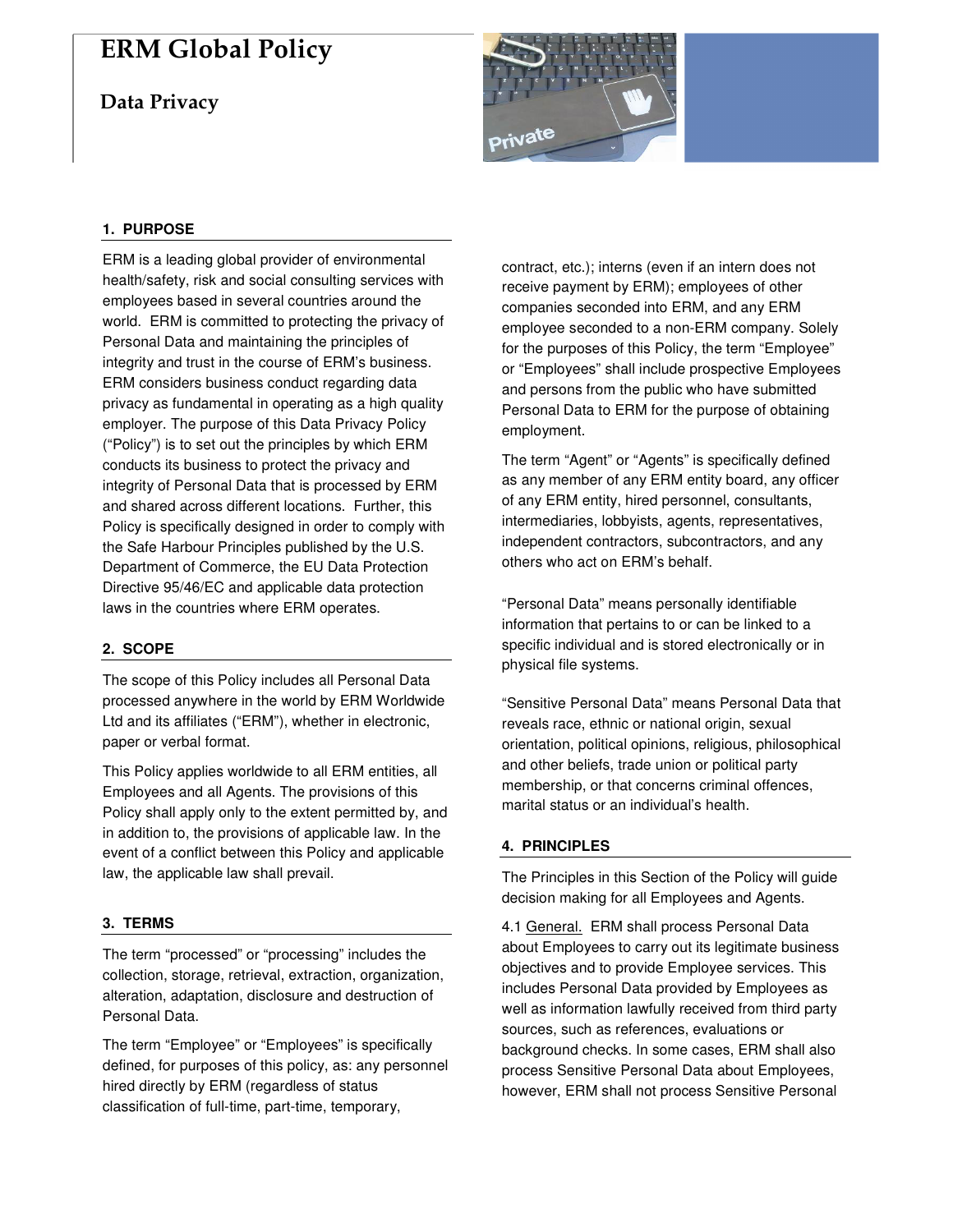# ERM Global Policy

## Data Privacy

### 1. PURPOSE

ERM is a leading global provider of environmental health/safety, risk and social consulting services with employees based in several countries around the world. ERM is committed to protecting the privacy of Personal Data and maintaining the principles of integrity and trust in the course of ERM's business. ERM considers business conduct regarding data privacy as fundamental in operating as a high quality employer. The purpose of this Data Privacy Policy ("Policy") is to set out the principles by which ERM conducts its business to protect the privacy and integrity of Personal Data that is processed by ERM and shared across different locations. Further, this Policy is specifically designed in order to comply with the Safe Harbour Principles published by the U.S. Department of Commerce, the EU Data Protection Directive 95/46/EC and applicable data protection laws in the countries where ERM operates.

### 2. SCOPE

The scope of this Policy includes all Personal Data processed anywhere in the world by ERM Worldwide Ltd and its affiliates ("ERM"), whether in electronic, paper or verbal format.

This Policy applies worldwide to all ERM entities, all Employees and all Agents. The provisions of this Policy shall apply only to the extent permitted by, and in addition to, the provisions of applicable law. In the event of a conflict between this Policy and applicable law, the applicable law shall prevail.

### 3. TERMS

The term "processed" or "processing" includes the collection, storage, retrieval, extraction, organization, alteration, adaptation, disclosure and destruction of Personal Data.

The term "Employee" or "Employees" is specifically defined, for purposes of this policy, as: any personnel hired directly by ERM (regardless of status classification of full-time, part-time, temporary, contract, etc.); interns (even if an intern does not receive payment by ERM); employees of other companies seconded into ERM, and any ERM employee seconded to a non-ERM company. Solely for the purposes of this Policy, the term "Employee" or "Employees" shall include prospective Employees and persons from the public who have submitted Personal Data to ERM for the purpose of obtaining employment.

The term "Agent" or "Agents" is specifically defined as any member of any ERM entity board, any officer of any ERM entity, hired personnel, consultants, intermediaries, lobbyists, agents, representatives, independent contractors, subcontractors, and any others who act on ERM's behalf.

"Personal Data" means personally identifiable information that pertains to or can be linked to a specific individual and is stored electronically or in physical file systems.

"Sensitive Personal Data" means Personal Data that reveals race, ethnic or national origin, sexual orientation, political opinions, religious, philosophical and other beliefs, trade union or political party membership, or that concerns criminal offences, marital status or an individual's health.

### 4. PRINCIPLES

The Principles in this Section of the Policy will guide decision making for all Employees and Agents.

4.1 General. ERM shall process Personal Data about Employees to carry out its legitimate business objectives and to provide Employee services. This includes Personal Data provided by Employees as well as information lawfully received from third party sources, such as references, evaluations or background checks. In some cases, ERM shall also process Sensitive Personal Data about Employees, however, ERM shall not process Sensitive Personal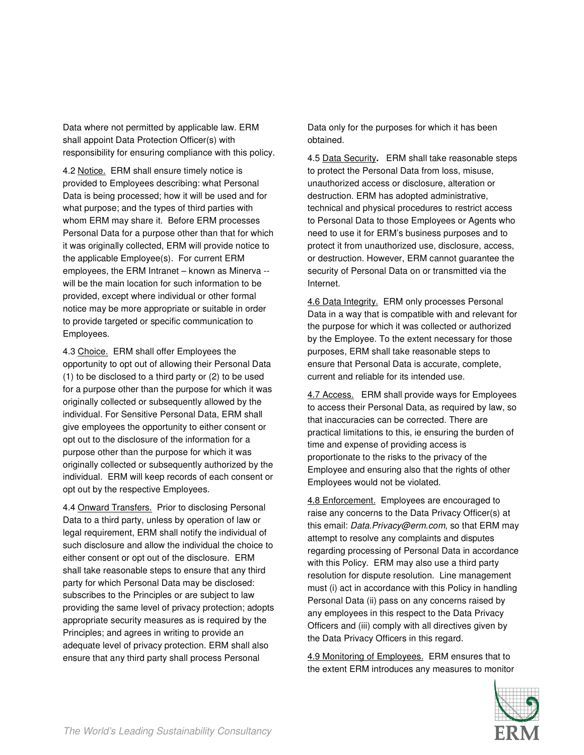Data where not permitted by applicable law. ERM shall appoint Data Protection Officer(s) with responsibility for ensuring compliance with this policy.

4.2 Notice. ERM shall ensure timely notice is provided to Employees describing: what Personal Data is being processed; how it will be used and for what purpose; and the types of third parties with whom ERM may share it. Before ERM processes Personal Data for a purpose other than that for which it was originally collected, ERM will provide notice to the applicable Employee(s). For current ERM employees, the ERM Intranet – known as Minerva -- will be the main location for such information to be provided, except where individual or other formal notice may be more appropriate or suitable in order to provide targeted or specific communication to Employees.

4.3 Choice. ERM shall offer Employees the opportunity to opt out of allowing their Personal Data (1) to be disclosed to a third party or (2) to be used for a purpose other than the purpose for which it was originally collected or subsequently allowed by the individual. For Sensitive Personal Data, ERM shall give employees the opportunity to either consent or opt out to the disclosure of the information for a purpose other than the purpose for which it was originally collected or subsequently authorized by the individual. ERM will keep records of each consent or opt out by the respective Employees.

4.4 Onward Transfers. Prior to disclosing Personal Data to a third party, unless by operation of law or legal requirement, ERM shall notify the individual of such disclosure and allow the individual the choice to either consent or opt out of the disclosure. ERM shall take reasonable steps to ensure that any third party for which Personal Data may be disclosed: subscribes to the Principles or are subject to law providing the same level of privacy protection; adopts appropriate security measures as is required by the Principles; and agrees in writing to provide an adequate level of privacy protection. ERM shall also ensure that any third party shall process Personal Data only for the purposes for which it has been obtained.

4.5 Data Security**.** ERM shall take reasonable steps to protect the Personal Data from loss, misuse, unauthorized access or disclosure, alteration or destruction. ERM has adopted administrative, technical and physical procedures to restrict access to Personal Data to those Employees or Agents who need to use it for ERM's business purposes and to protect it from unauthorized use, disclosure, access, or destruction. However, ERM cannot guarantee the security of Personal Data on or transmitted via the Internet.

4.6 Data Integrity. ERM only processes Personal Data in a way that is compatible with and relevant for the purpose for which it was collected or authorized by the Employee. To the extent necessary for those purposes, ERM shall take reasonable steps to ensure that Personal Data is accurate, complete, current and reliable for its intended use.

4.7 Access. ERM shall provide ways for Employees to access their Personal Data, as required by law, so that inaccuracies can be corrected. There are practical limitations to this, ie ensuring the burden of time and expense of providing access is proportionate to the risks to the privacy of the Employee and ensuring also that the rights of other Employees would not be violated.

4.8 Enforcement. Employees are encouraged to raise any concerns to the Data Privacy Officer(s) at this email: *Data.Privacy@erm.com*, so that ERM may attempt to resolve any complaints and disputes regarding processing of Personal Data in accordance with this Policy. ERM may also use a third party resolution for dispute resolution. Line management must (i) act in accordance with this Policy in handling Personal Data (ii) pass on any concerns raised by any employees in this respect to the Data Privacy Officers and (iii) comply with all directives given by the Data Privacy Officers in this regard.

4.9 Monitoring of Employees. ERM ensures that to the extent ERM introduces any measures to monitor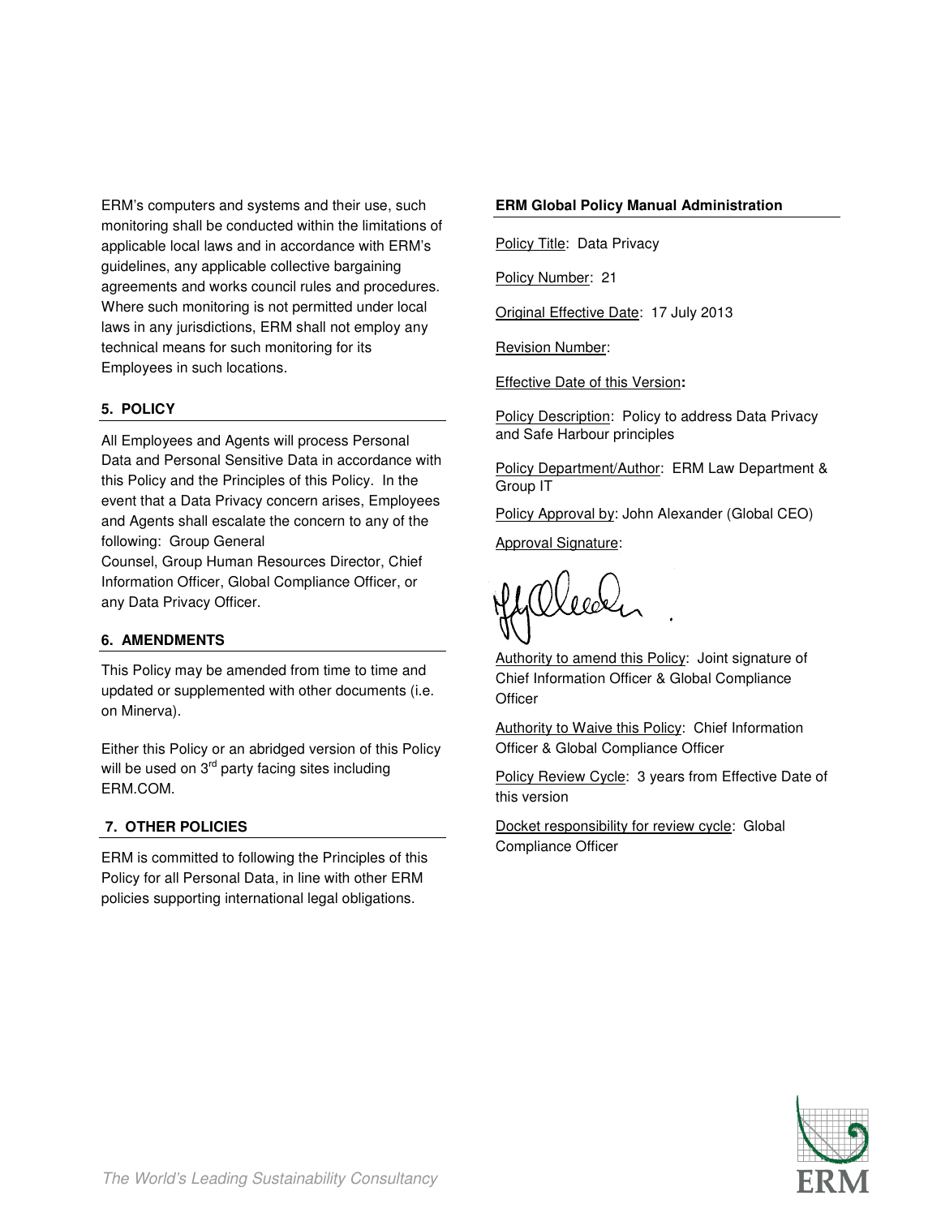ERM's computers and systems and their use, such monitoring shall be conducted within the limitations of applicable local laws and in accordance with ERM's guidelines, any applicable collective bargaining agreements and works council rules and procedures. Where such monitoring is not permitted under local laws in any jurisdictions, ERM shall not employ any technical means for such monitoring for its Employees in such locations.

## 5. POLICY

All Employees and Agents will process Personal Data and Personal Sensitive Data in accordance with this Policy and the Principles of this Policy. In the event that a Data Privacy concern arises, Employees and Agents shall escalate the concern to any of the following: Group General Counsel, Group Human Resources Director, Chief Information Officer, Global Compliance Officer, or any Data Privacy Officer.

## 6. AMENDMENTS

This Policy may be amended from time to time and updated or supplemented with other documents (i.e. on Minerva).

Either this Policy or an abridged version of this Policy will be used on 3rd party facing sites including ERM.COM.

## 7. OTHER POLICIES

ERM is committed to following the Principles of this Policy for all Personal Data, in line with other ERM policies supporting international legal obligations.

**ERM Global Policy Manual Administration**

Policy Title: Data Privacy

Policy Number: 21

Original Effective Date: 17 July 2013

Revision Number:

Effective Date of this Version**:**

Policy Description: Policy to address Data Privacy and Safe Harbour principles

Policy Department/Author: ERM Law Department & Group IT

Policy Approval by: John Alexander (Global CEO)

Approval Signature:

Authority to amend this Policy: Joint signature of Chief Information Officer & Global Compliance Officer

Authority to Waive this Policy: Chief Information Officer & Global Compliance Officer

Policy Review Cycle: 3 years from Effective Date of this version

Docket responsibility for review cycle: Global Compliance Officer